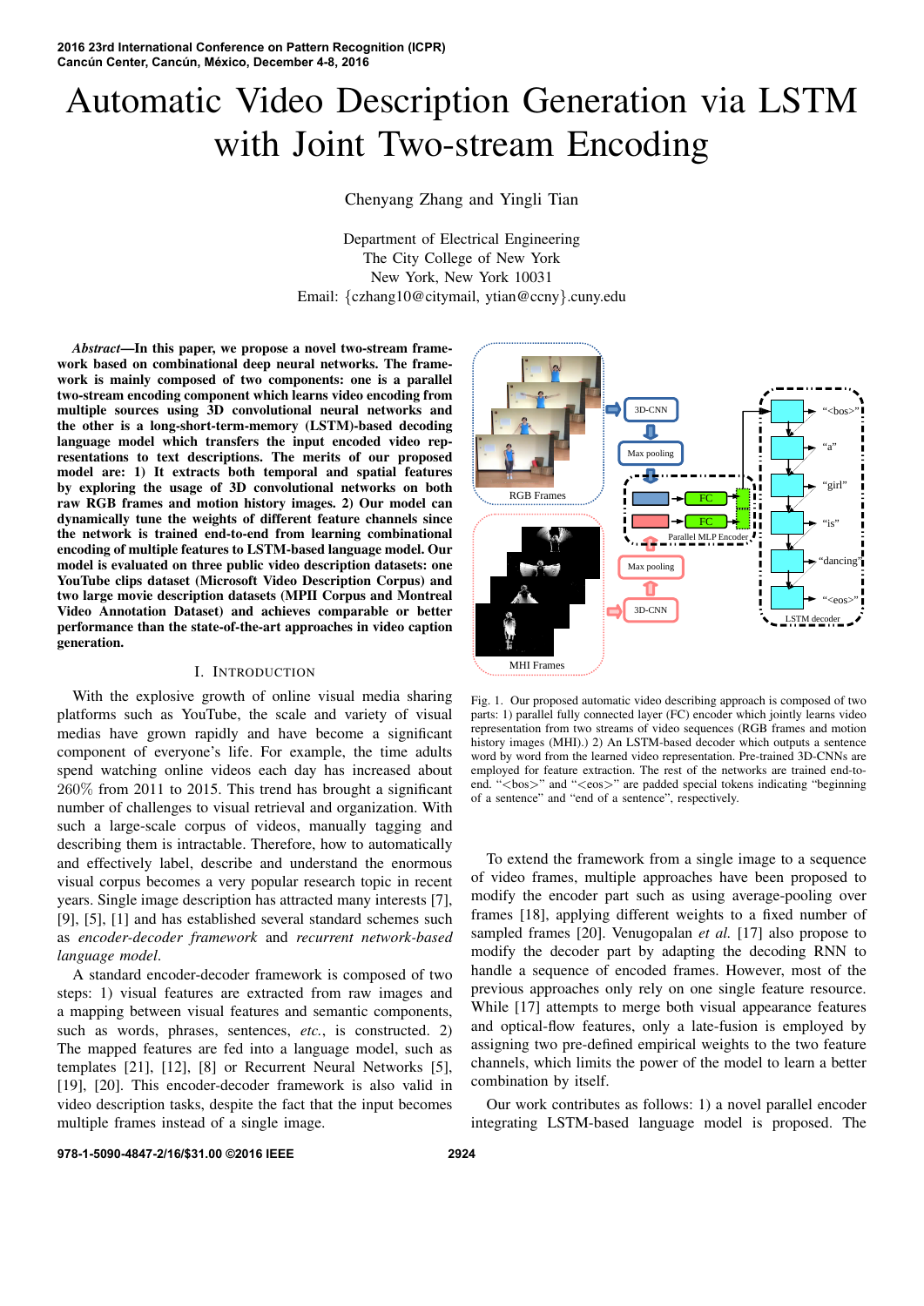# Automatic Video Description Generation via LSTM with Joint Two-stream Encoding

Chenyang Zhang and Yingli Tian

Department of Electrical Engineering
The City College of New York
New York, New York 10031
Email: {czhang10@citymail, ytian@ccny}.cuny.edu

***Abstract*—In this paper, we propose a novel two-stream framework based on combinational deep neural networks. The framework is mainly composed of two components: one is a parallel two-stream encoding component which learns video encoding from multiple sources using 3D convolutional neural networks and the other is a long-short-term-memory (LSTM)-based decoding language model which transfers the input encoded video representations to text descriptions. The merits of our proposed model are: 1) It extracts both temporal and spatial features by exploring the usage of 3D convolutional networks on both raw RGB frames and motion history images. 2) Our model can dynamically tune the weights of different feature channels since the network is trained end-to-end from learning combinational encoding of multiple features to LSTM-based language model. Our model is evaluated on three public video description datasets: one YouTube clips dataset (Microsoft Video Description Corpus) and two large movie description datasets (MPII Corpus and Montreal Video Annotation Dataset) and achieves comparable or better performance than the state-of-the-art approaches in video caption generation.**

## I. Introduction

With the explosive growth of online visual media sharing platforms such as YouTube, the scale and variety of visual medias have grown rapidly and have become a significant component of everyone's life. For example, the time adults spend watching online videos each day has increased about $260\%$ from 2011 to 2015. This trend has brought a significant number of challenges to visual retrieval and organization. With such a large-scale corpus of videos, manually tagging and describing them is intractable. Therefore, how to automatically and effectively label, describe and understand the enormous visual corpus becomes a very popular research topic in recent years. Single image description has attracted many interests [7], [9], [5], [1] and has established several standard schemes such as *encoder-decoder framework* and *recurrent network-based language model*.

A standard encoder-decoder framework is composed of two steps: 1) visual features are extracted from raw images and a mapping between visual features and semantic components, such as words, phrases, sentences, *etc.*, is constructed. 2) The mapped features are fed into a language model, such as templates [21], [12], [8] or Recurrent Neural Networks [5], [19], [20]. This encoder-decoder framework is also valid in video description tasks, despite the fact that the input becomes multiple frames instead of a single image.

Fig. 1. Our proposed automatic video describing approach is composed of two parts: 1) parallel fully connected layer (FC) encoder which jointly learns video representation from two streams of video sequences (RGB frames and motion history images (MHI).) 2) An LSTM-based decoder which outputs a sentence word by word from the learned video representation. Pre-trained 3D-CNNs are employed for feature extraction. The rest of the networks are trained end-to-end. "<bos>" and "<eos>" are padded special tokens indicating "beginning of a sentence" and "end of a sentence", respectively.

To extend the framework from a single image to a sequence of video frames, multiple approaches have been proposed to modify the encoder part such as using average-pooling over frames [18], applying different weights to a fixed number of sampled frames [20]. Venugopalan *et al.* [17] also propose to modify the decoder part by adapting the decoding RNN to handle a sequence of encoded frames. However, most of the previous approaches only rely on one single feature resource. While [17] attempts to merge both visual appearance features and optical-flow features, only a late-fusion is employed by assigning two pre-defined empirical weights to the two feature channels, which limits the power of the model to learn a better combination by itself.

Our work contributes as follows: 1) a novel parallel encoder integrating LSTM-based language model is proposed. The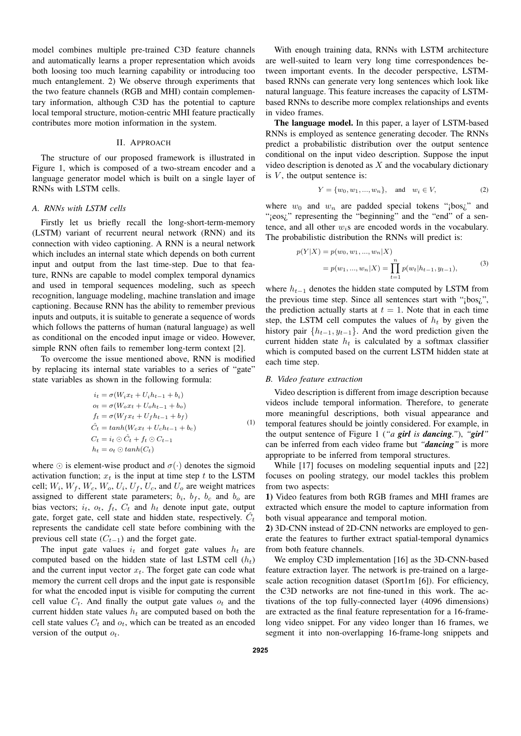model combines multiple pre-trained C3D feature channels and automatically learns a proper representation which avoids both loosing too much learning capability or introducing too much entanglement. 2) We observe through experiments that the two feature channels (RGB and MHI) contain complementary information, although C3D has the potential to capture local temporal structure, motion-centric MHI feature practically contributes more motion information in the system.

## II. Approach

The structure of our proposed framework is illustrated in Figure 1, which is composed of a two-stream encoder and a language generator model which is built on a single layer of RNNs with LSTM cells.

### A. RNNs with LSTM cells

Firstly let us briefly recall the long-short-term-memory (LSTM) variant of recurrent neural network (RNN) and its connection with video captioning. A RNN is a neural network which includes an internal state which depends on both current input and output from the last time-step. Due to that feature, RNNs are capable to model complex temporal dynamics and used in temporal sequences modeling, such as speech recognition, language modeling, machine translation and image captioning. Because RNN has the ability to remember previous inputs and outputs, it is suitable to generate a sequence of words which follows the patterns of human (natural language) as well as conditional on the encoded input image or video. However, simple RNN often fails to remember long-term context [2].

To overcome the issue mentioned above, RNN is modified by replacing its internal state variables to a series of "gate" state variables as shown in the following formula:

$$
\begin{aligned}
i_t &= \sigma(W_i x_t + U_i h_{t-1} + b_i) \\
o_t &= \sigma(W_o x_t + U_o h_{t-1} + b_o) \\
f_t &= \sigma(W_f x_t + U_f h_{t-1} + b_f) \\
\hat{C}_t &= tanh(W_c x_t + U_c h_{t-1} + b_c) \\
C_t &= i_t \odot \hat{C}_t + f_t \odot C_{t-1} \\
h_t &= o_t \odot tanh(C_t)
\end{aligned}
\tag{1}
$$

where $\odot$ is element-wise product and $\sigma(\cdot)$ denotes the sigmoid activation function; $x_t$ is the input at time step $t$ to the LSTM cell; $W_i$, $W_f$, $W_c$, $W_o$, $U_i$, $U_f$, $U_c$, and $U_o$ are weight matrices assigned to different state parameters; $b_i$, $b_f$, $b_c$ and $b_o$ are bias vectors; $i_t$, $o_t$, $f_t$, $C_t$ and $h_t$ denote input gate, output gate, forget gate, cell state and hidden state, respectively. $\hat{C}_t$ represents the candidate cell state before combining with the previous cell state ($C_{t-1}$) and the forget gate.

The input gate values $i_t$ and forget gate values $h_t$ are computed based on the hidden state of last LSTM cell ($h_t$) and the current input vector $x_t$. The forget gate can code what memory the current cell drops and the input gate is responsible for what the encoded input is visible for computing the current cell value $C_t$. And finally the output gate values $o_t$ and the current hidden state values $h_t$ are computed based on both the cell state values $C_t$ and $o_t$, which can be treated as an encoded version of the output $o_t$.

With enough training data, RNNs with LSTM architecture are well-suited to learn very long time correspondences between important events. In the decoder perspective, LSTM-based RNNs can generate very long sentences which look like natural language. This feature increases the capacity of LSTM-based RNNs to describe more complex relationships and events in video frames.

**The language model.** In this paper, a layer of LSTM-based RNNs is employed as sentence generating decoder. The RNNs predict a probabilistic distribution over the output sentence conditional on the input video description. Suppose the input video description is denoted as $X$ and the vocabulary dictionary is $V$, the output sentence is:

$$
Y = \{w_0, w_1, ..., w_n\}, \quad \text{and} \quad w_i \in V, \tag{2}
$$

where $w_0$ and $w_n$ are padded special tokens "¡bos¿" and "¡eos¿" representing the "beginning" and the "end" of a sentence, and all other $w_i$s are encoded words in the vocabulary. The probabilistic distribution the RNNs will predict is:

$$
\begin{aligned}
p(Y|X) &= p(w_0, w_1, ..., w_n|X) \\
&= p(w_1, ..., w_n|X) = \prod_{t=1}^{n} p(w_t|h_{t-1}, y_{t-1}),
\end{aligned}
\tag{3}
$$

where $h_{t-1}$ denotes the hidden state computed by LSTM from the previous time step. Since all sentences start with "¡bos¿", the prediction actually starts at $t = 1$. Note that in each time step, the LSTM cell computes the values of $h_t$ by given the history pair $\{h_{t-1}, y_{t-1}\}$. And the word prediction given the current hidden state $h_t$ is calculated by a softmax classifier which is computed based on the current LSTM hidden state at each time step.

### B. Video feature extraction

Video description is different from image description because videos include temporal information. Therefore, to generate more meaningful descriptions, both visual appearance and temporal features should be jointly considered. For example, in the output sentence of Figure 1 (*"a **girl** is **dancing**."*), *"**girl**"* can be inferred from each video frame but *"**dancing**"* is more appropriate to be inferred from temporal structures.

While [17] focuses on modeling sequential inputs and [22] focuses on pooling strategy, our model tackles this problem from two aspects:

**1)** Video features from both RGB frames and MHI frames are extracted which ensure the model to capture information from both visual appearance and temporal motion.

**2)** 3D-CNN instead of 2D-CNN networks are employed to generate the features to further extract spatial-temporal dynamics from both feature channels.

We employ C3D implementation [16] as the 3D-CNN-based feature extraction layer. The network is pre-trained on a large-scale action recognition dataset (Sport1m [6]). For efficiency, the C3D networks are not fine-tuned in this work. The activations of the top fully-connected layer (4096 dimensions) are extracted as the final feature representation for a 16-frame-long video snippet. For any video longer than 16 frames, we segment it into non-overlapping 16-frame-long snippets and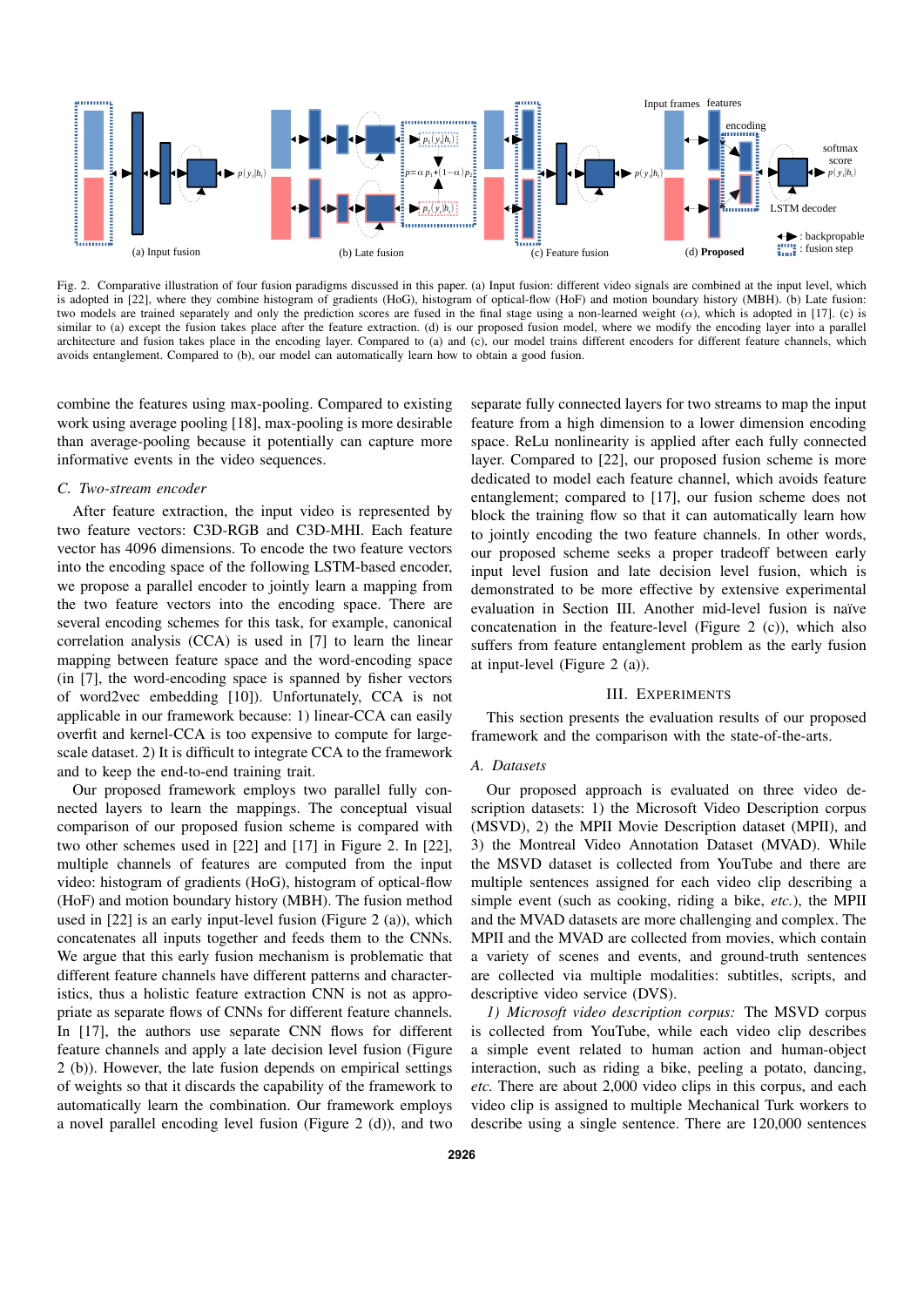Fig. 2. Comparative illustration of four fusion paradigms discussed in this paper. (a) Input fusion: different video signals are combined at the input level, which is adopted in [22], where they combine histogram of gradients (HoG), histogram of optical-flow (HoF) and motion boundary history (MBH). (b) Late fusion: two models are trained separately and only the prediction scores are fused in the final stage using a non-learned weight ($\alpha$), which is adopted in [17]. (c) is similar to (a) except the fusion takes place after the feature extraction. (d) is our proposed fusion model, where we modify the encoding layer into a parallel architecture and fusion takes place in the encoding layer. Compared to (a) and (c), our model trains different encoders for different feature channels, which avoids entanglement. Compared to (b), our model can automatically learn how to obtain a good fusion.

combine the features using max-pooling. Compared to existing work using average pooling [18], max-pooling is more desirable than average-pooling because it potentially can capture more informative events in the video sequences.

### C. Two-stream encoder

After feature extraction, the input video is represented by two feature vectors: C3D-RGB and C3D-MHI. Each feature vector has 4096 dimensions. To encode the two feature vectors into the encoding space of the following LSTM-based encoder, we propose a parallel encoder to jointly learn a mapping from the two feature vectors into the encoding space. There are several encoding schemes for this task, for example, canonical correlation analysis (CCA) is used in [7] to learn the linear mapping between feature space and the word-encoding space (in [7], the word-encoding space is spanned by fisher vectors of word2vec embedding [10]). Unfortunately, CCA is not applicable in our framework because: 1) linear-CCA can easily overfit and kernel-CCA is too expensive to compute for large-scale dataset. 2) It is difficult to integrate CCA to the framework and to keep the end-to-end training trait.

Our proposed framework employs two parallel fully connected layers to learn the mappings. The conceptual visual comparison of our proposed fusion scheme is compared with two other schemes used in [22] and [17] in Figure 2. In [22], multiple channels of features are computed from the input video: histogram of gradients (HoG), histogram of optical-flow (HoF) and motion boundary history (MBH). The fusion method used in [22] is an early input-level fusion (Figure 2 (a)), which concatenates all inputs together and feeds them to the CNNs. We argue that this early fusion mechanism is problematic that different feature channels have different patterns and characteristics, thus a holistic feature extraction CNN is not as appropriate as separate flows of CNNs for different feature channels. In [17], the authors use separate CNN flows for different feature channels and apply a late decision level fusion (Figure 2 (b)). However, the late fusion depends on empirical settings of weights so that it discards the capability of the framework to automatically learn the combination. Our framework employs a novel parallel encoding level fusion (Figure 2 (d)), and two separate fully connected layers for two streams to map the input feature from a high dimension to a lower dimension encoding space. ReLu nonlinearity is applied after each fully connected layer. Compared to [22], our proposed fusion scheme is more dedicated to model each feature channel, which avoids feature entanglement; compared to [17], our fusion scheme does not block the training flow so that it can automatically learn how to jointly encoding the two feature channels. In other words, our proposed scheme seeks a proper tradeoff between early input level fusion and late decision level fusion, which is demonstrated to be more effective by extensive experimental evaluation in Section III. Another mid-level fusion is naïve concatenation in the feature-level (Figure 2 (c)), which also suffers from feature entanglement problem as the early fusion at input-level (Figure 2 (a)).

## III. Experiments

This section presents the evaluation results of our proposed framework and the comparison with the state-of-the-arts.

### A. Datasets

Our proposed approach is evaluated on three video description datasets: 1) the Microsoft Video Description corpus (MSVD), 2) the MPII Movie Description dataset (MPII), and 3) the Montreal Video Annotation Dataset (MVAD). While the MSVD dataset is collected from YouTube and there are multiple sentences assigned for each video clip describing a simple event (such as cooking, riding a bike, *etc.*), the MPII and the MVAD datasets are more challenging and complex. The MPII and the MVAD are collected from movies, which contain a variety of scenes and events, and ground-truth sentences are collected via multiple modalities: subtitles, scripts, and descriptive video service (DVS).

*1) Microsoft video description corpus:* The MSVD corpus is collected from YouTube, while each video clip describes a simple event related to human action and human-object interaction, such as riding a bike, peeling a potato, dancing, *etc.* There are about 2,000 video clips in this corpus, and each video clip is assigned to multiple Mechanical Turk workers to describe using a single sentence. There are 120,000 sentences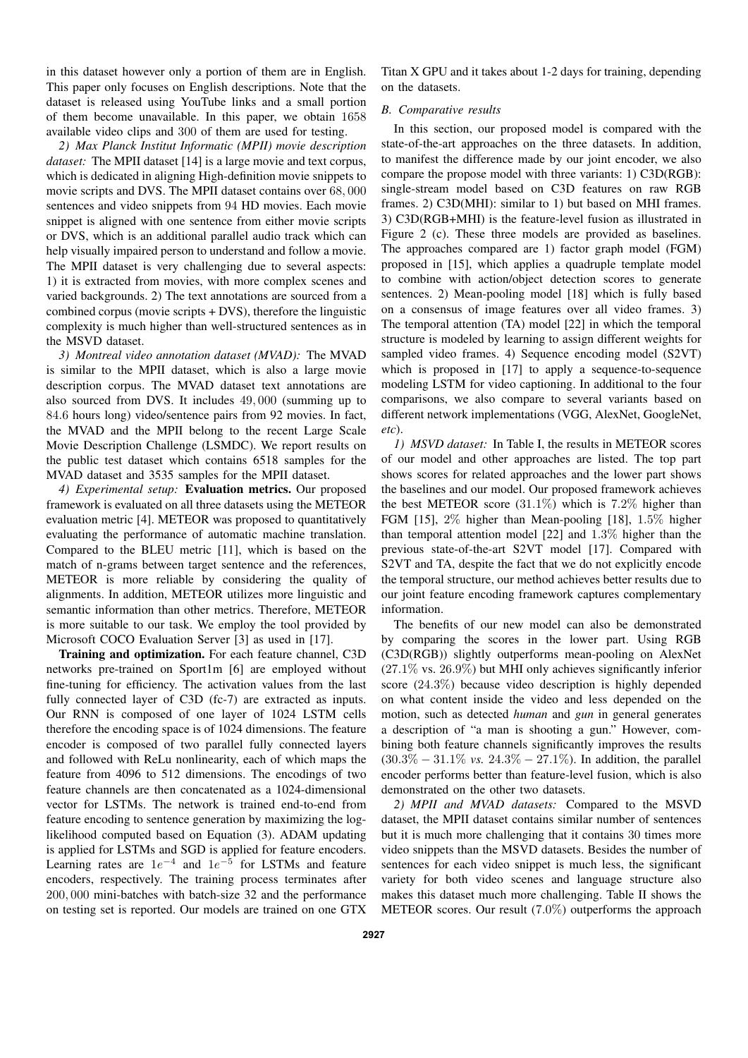in this dataset however only a portion of them are in English. This paper only focuses on English descriptions. Note that the dataset is released using YouTube links and a small portion of them become unavailable. In this paper, we obtain 1658 available video clips and 300 of them are used for testing.

*2) Max Planck Institut Informatic (MPII) movie description dataset:* The MPII dataset [14] is a large movie and text corpus, which is dedicated in aligning High-definition movie snippets to movie scripts and DVS. The MPII dataset contains over 68,000 sentences and video snippets from 94 HD movies. Each movie snippet is aligned with one sentence from either movie scripts or DVS, which is an additional parallel audio track which can help visually impaired person to understand and follow a movie. The MPII dataset is very challenging due to several aspects: 1) it is extracted from movies, with more complex scenes and varied backgrounds. 2) The text annotations are sourced from a combined corpus (movie scripts + DVS), therefore the linguistic complexity is much higher than well-structured sentences as in the MSVD dataset.

*3) Montreal video annotation dataset (MVAD):* The MVAD is similar to the MPII dataset, which is also a large movie description corpus. The MVAD dataset text annotations are also sourced from DVS. It includes 49,000 (summing up to 84.6 hours long) video/sentence pairs from 92 movies. In fact, the MVAD and the MPII belong to the recent Large Scale Movie Description Challenge (LSMDC). We report results on the public test dataset which contains 6518 samples for the MVAD dataset and 3535 samples for the MPII dataset.

*4) Experimental setup:* **Evaluation metrics.** Our proposed framework is evaluated on all three datasets using the METEOR evaluation metric [4]. METEOR was proposed to quantitatively evaluating the performance of automatic machine translation. Compared to the BLEU metric [11], which is based on the match of n-grams between target sentence and the references, METEOR is more reliable by considering the quality of alignments. In addition, METEOR utilizes more linguistic and semantic information than other metrics. Therefore, METEOR is more suitable to our task. We employ the tool provided by Microsoft COCO Evaluation Server [3] as used in [17].

**Training and optimization.** For each feature channel, C3D networks pre-trained on Sport1m [6] are employed without fine-tuning for efficiency. The activation values from the last fully connected layer of C3D (fc-7) are extracted as inputs. Our RNN is composed of one layer of 1024 LSTM cells therefore the encoding space is of 1024 dimensions. The feature encoder is composed of two parallel fully connected layers and followed with ReLu nonlinearity, each of which maps the feature from 4096 to 512 dimensions. The encodings of two feature channels are then concatenated as a 1024-dimensional vector for LSTMs. The network is trained end-to-end from feature encoding to sentence generation by maximizing the log-likelihood computed based on Equation (3). ADAM updating is applied for LSTMs and SGD is applied for feature encoders. Learning rates are $1e^{-4}$ and $1e^{-5}$ for LSTMs and feature encoders, respectively. The training process terminates after 200,000 mini-batches with batch-size 32 and the performance on testing set is reported. Our models are trained on one GTX Titan X GPU and it takes about 1-2 days for training, depending on the datasets.

### B. Comparative results

In this section, our proposed model is compared with the state-of-the-art approaches on the three datasets. In addition, to manifest the difference made by our joint encoder, we also compare the propose model with three variants: 1) C3D(RGB): single-stream model based on C3D features on raw RGB frames. 2) C3D(MHI): similar to 1) but based on MHI frames. 3) C3D(RGB+MHI) is the feature-level fusion as illustrated in Figure 2 (c). These three models are provided as baselines. The approaches compared are 1) factor graph model (FGM) proposed in [15], which applies a quadruple template model to combine with action/object detection scores to generate sentences. 2) Mean-pooling model [18] which is fully based on a consensus of image features over all video frames. 3) The temporal attention (TA) model [22] in which the temporal structure is modeled by learning to assign different weights for sampled video frames. 4) Sequence encoding model (S2VT) which is proposed in [17] to apply a sequence-to-sequence modeling LSTM for video captioning. In additional to the four comparisons, we also compare to several variants based on different network implementations (VGG, AlexNet, GoogleNet, *etc*).

*1) MSVD dataset:* In Table I, the results in METEOR scores of our model and other approaches are listed. The top part shows scores for related approaches and the lower part shows the baselines and our model. Our proposed framework achieves the best METEOR score (31.1%) which is 7.2% higher than FGM [15], 2% higher than Mean-pooling [18], 1.5% higher than temporal attention model [22] and 1.3% higher than the previous state-of-the-art S2VT model [17]. Compared with S2VT and TA, despite the fact that we do not explicitly encode the temporal structure, our method achieves better results due to our joint feature encoding framework captures complementary information.

The benefits of our new model can also be demonstrated by comparing the scores in the lower part. Using RGB (C3D(RGB)) slightly outperforms mean-pooling on AlexNet (27.1% vs. 26.9%) but MHI only achieves significantly inferior score (24.3%) because video description is highly depended on what content inside the video and less depended on the motion, such as detected *human* and *gun* in general generates a description of "a man is shooting a gun." However, combining both feature channels significantly improves the results (30.3% − 31.1% *vs.* 24.3% − 27.1%). In addition, the parallel encoder performs better than feature-level fusion, which is also demonstrated on the other two datasets.

*2) MPII and MVAD datasets:* Compared to the MSVD dataset, the MPII dataset contains similar number of sentences but it is much more challenging that it contains 30 times more video snippets than the MSVD datasets. Besides the number of sentences for each video snippet is much less, the significant variety for both video scenes and language structure also makes this dataset much more challenging. Table II shows the METEOR scores. Our result (7.0%) outperforms the approach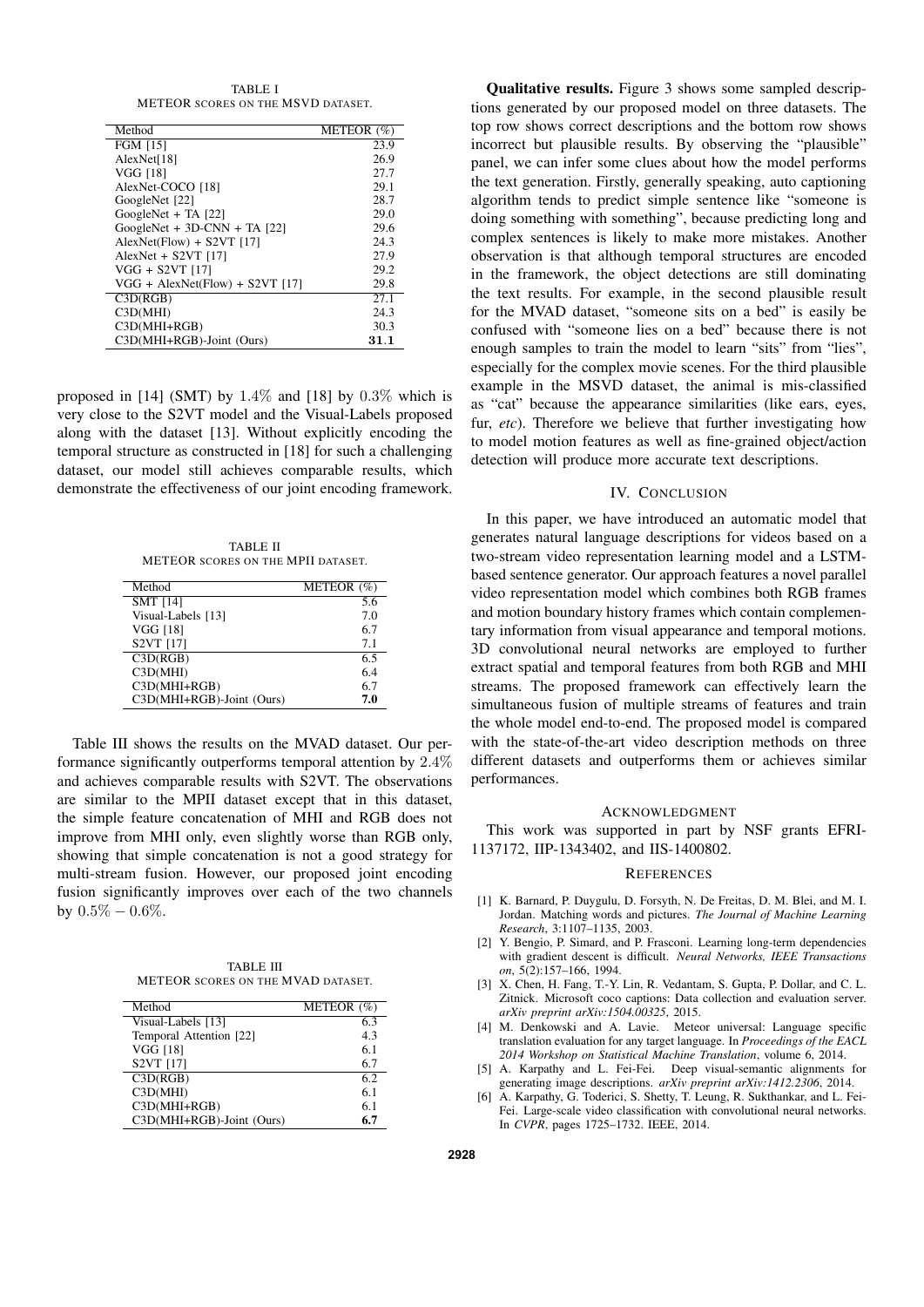TABLE I
METEOR SCORES ON THE MSVD DATASET.

| Method | METEOR (%) |
|---|---|
| FGM [15] | 23.9 |
| AlexNet[18] | 26.9 |
| VGG [18] | 27.7 |
| AlexNet-COCO [18] | 29.1 |
| GoogleNet [22] | 28.7 |
| GoogleNet + TA [22] | 29.0 |
| GoogleNet + 3D-CNN + TA [22] | 29.6 |
| AlexNet(Flow) + S2VT [17] | 24.3 |
| AlexNet + S2VT [17] | 27.9 |
| VGG + S2VT [17] | 29.2 |
| VGG + AlexNet(Flow) + S2VT [17] | 29.8 |
| C3D(RGB) | 27.1 |
| C3D(MHI) | 24.3 |
| C3D(MHI+RGB) | 30.3 |
| C3D(MHI+RGB)-Joint (Ours) | **31.1** |

proposed in [14] (SMT) by $1.4\%$ and [18] by $0.3\%$ which is very close to the S2VT model and the Visual-Labels proposed along with the dataset [13]. Without explicitly encoding the temporal structure as constructed in [18] for such a challenging dataset, our model still achieves comparable results, which demonstrate the effectiveness of our joint encoding framework.

TABLE II
METEOR SCORES ON THE MPII DATASET.

| Method | METEOR (%) |
|---|---|
| SMT [14] | 5.6 |
| Visual-Labels [13] | 7.0 |
| VGG [18] | 6.7 |
| S2VT [17] | 7.1 |
| C3D(RGB) | 6.5 |
| C3D(MHI) | 6.4 |
| C3D(MHI+RGB) | 6.7 |
| C3D(MHI+RGB)-Joint (Ours) | **7.0** |

Table III shows the results on the MVAD dataset. Our performance significantly outperforms temporal attention by $2.4\%$ and achieves comparable results with S2VT. The observations are similar to the MPII dataset except that in this dataset, the simple feature concatenation of MHI and RGB does not improve from MHI only, even slightly worse than RGB only, showing that simple concatenation is not a good strategy for multi-stream fusion. However, our proposed joint encoding fusion significantly improves over each of the two channels by $0.5\% - 0.6\%$.

TABLE III
METEOR SCORES ON THE MVAD DATASET.

| Method | METEOR (%) |
|---|---|
| Visual-Labels [13] | 6.3 |
| Temporal Attention [22] | 4.3 |
| VGG [18] | 6.1 |
| S2VT [17] | 6.7 |
| C3D(RGB) | 6.2 |
| C3D(MHI) | 6.1 |
| C3D(MHI+RGB) | 6.1 |
| C3D(MHI+RGB)-Joint (Ours) | **6.7** |

**Qualitative results.** Figure 3 shows some sampled descriptions generated by our proposed model on three datasets. The top row shows correct descriptions and the bottom row shows incorrect but plausible results. By observing the "plausible" panel, we can infer some clues about how the model performs the text generation. Firstly, generally speaking, auto captioning algorithm tends to predict simple sentence like "someone is doing something with something", because predicting long and complex sentences is likely to make more mistakes. Another observation is that although temporal structures are encoded in the framework, the object detections are still dominating the text results. For example, in the second plausible result for the MVAD dataset, "someone sits on a bed" is easily be confused with "someone lies on a bed" because there is not enough samples to train the model to learn "sits" from "lies", especially for the complex movie scenes. For the third plausible example in the MSVD dataset, the animal is mis-classified as "cat" because the appearance similarities (like ears, eyes, fur, *etc*). Therefore we believe that further investigating how to model motion features as well as fine-grained object/action detection will produce more accurate text descriptions.

## IV. CONCLUSION

In this paper, we have introduced an automatic model that generates natural language descriptions for videos based on a two-stream video representation learning model and a LSTM-based sentence generator. Our approach features a novel parallel video representation model which combines both RGB frames and motion boundary history frames which contain complementary information from visual appearance and temporal motions. 3D convolutional neural networks are employed to further extract spatial and temporal features from both RGB and MHI streams. The proposed framework can effectively learn the simultaneous fusion of multiple streams of features and train the whole model end-to-end. The proposed model is compared with the state-of-the-art video description methods on three different datasets and outperforms them or achieves similar performances.

## ACKNOWLEDGMENT

This work was supported in part by NSF grants EFRI-1137172, IIP-1343402, and IIS-1400802.

## REFERENCES

[1] K. Barnard, P. Duygulu, D. Forsyth, N. De Freitas, D. M. Blei, and M. I. Jordan. Matching words and pictures. *The Journal of Machine Learning Research*, 3:1107–1135, 2003.

[2] Y. Bengio, P. Simard, and P. Frasconi. Learning long-term dependencies with gradient descent is difficult. *Neural Networks, IEEE Transactions on*, 5(2):157–166, 1994.

[3] X. Chen, H. Fang, T.-Y. Lin, R. Vedantam, S. Gupta, P. Dollar, and C. L. Zitnick. Microsoft coco captions: Data collection and evaluation server. *arXiv preprint arXiv:1504.00325*, 2015.

[4] M. Denkowski and A. Lavie. Meteor universal: Language specific translation evaluation for any target language. In *Proceedings of the EACL 2014 Workshop on Statistical Machine Translation*, volume 6, 2014.

[5] A. Karpathy and L. Fei-Fei. Deep visual-semantic alignments for generating image descriptions. *arXiv preprint arXiv:1412.2306*, 2014.

[6] A. Karpathy, G. Toderici, S. Shetty, T. Leung, R. Sukthankar, and L. Fei-Fei. Large-scale video classification with convolutional neural networks. In *CVPR*, pages 1725–1732. IEEE, 2014.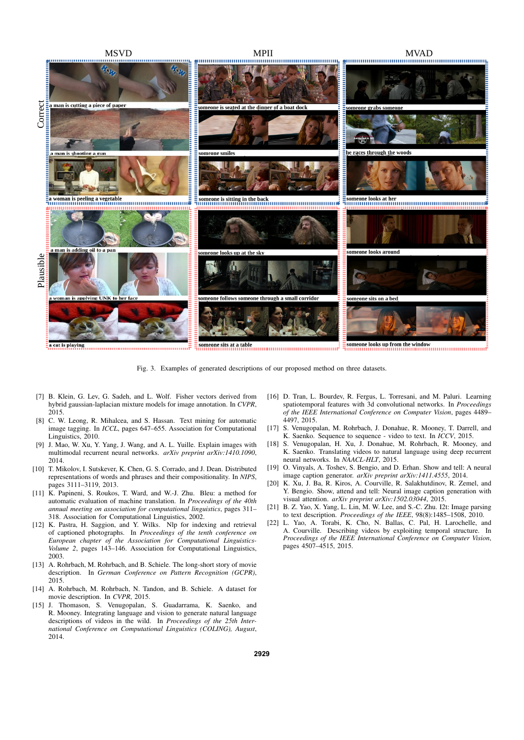MSVD

MPII

MVAD

Correct

Plausible

a man is cutting a piece of paper

a man is shooting a gun

a woman is peeling a vegetable

a man is adding oil to a pan

a woman is applying UNK to her face

a cat is playing

someone is seated at the dinner of a boat dock

someone smiles

someone is sitting in the back

someone looks up at the sky

someone follows someone through a small corridor

someone sits at a table

someone grabs someone

he races through the woods

someone looks at her

someone looks around

someone sits on a bed

someone looks up from the window

Fig. 3. Examples of generated descriptions of our proposed method on three datasets.

[7] B. Klein, G. Lev, G. Sadeh, and L. Wolf. Fisher vectors derived from hybrid gaussian-laplacian mixture models for image annotation. In *CVPR*, 2015.

[8] C. W. Leong, R. Mihalcea, and S. Hassan. Text mining for automatic image tagging. In *ICCL*, pages 647–655. Association for Computational Linguistics, 2010.

[9] J. Mao, W. Xu, Y. Yang, J. Wang, and A. L. Yuille. Explain images with multimodal recurrent neural networks. *arXiv preprint arXiv:1410.1090*, 2014.

[10] T. Mikolov, I. Sutskever, K. Chen, G. S. Corrado, and J. Dean. Distributed representations of words and phrases and their compositionality. In *NIPS*, pages 3111–3119, 2013.

[11] K. Papineni, S. Roukos, T. Ward, and W.-J. Zhu. Bleu: a method for automatic evaluation of machine translation. In *Proceedings of the 40th annual meeting on association for computational linguistics*, pages 311–318. Association for Computational Linguistics, 2002.

[12] K. Pastra, H. Saggion, and Y. Wilks. Nlp for indexing and retrieval of captioned photographs. In *Proceedings of the tenth conference on European chapter of the Association for Computational Linguistics-Volume 2*, pages 143–146. Association for Computational Linguistics, 2003.

[13] A. Rohrbach, M. Rohrbach, and B. Schiele. The long-short story of movie description. In *German Conference on Pattern Recognition (GCPR)*, 2015.

[14] A. Rohrbach, M. Rohrbach, N. Tandon, and B. Schiele. A dataset for movie description. In *CVPR*, 2015.

[15] J. Thomason, S. Venugopalan, S. Guadarrama, K. Saenko, and R. Mooney. Integrating language and vision to generate natural language descriptions of videos in the wild. In *Proceedings of the 25th International Conference on Computational Linguistics (COLING), August*, 2014.

[16] D. Tran, L. Bourdev, R. Fergus, L. Torresani, and M. Paluri. Learning spatiotemporal features with 3d convolutional networks. In *Proceedings of the IEEE International Conference on Computer Vision*, pages 4489–4497, 2015.

[17] S. Venugopalan, M. Rohrbach, J. Donahue, R. Mooney, T. Darrell, and K. Saenko. Sequence to sequence - video to text. In *ICCV*, 2015.

[18] S. Venugopalan, H. Xu, J. Donahue, M. Rohrbach, R. Mooney, and K. Saenko. Translating videos to natural language using deep recurrent neural networks. In *NAACL-HLT*, 2015.

[19] O. Vinyals, A. Toshev, S. Bengio, and D. Erhan. Show and tell: A neural image caption generator. *arXiv preprint arXiv:1411.4555*, 2014.

[20] K. Xu, J. Ba, R. Kiros, A. Courville, R. Salakhutdinov, R. Zemel, and Y. Bengio. Show, attend and tell: Neural image caption generation with visual attention. *arXiv preprint arXiv:1502.03044*, 2015.

[21] B. Z. Yao, X. Yang, L. Lin, M. W. Lee, and S.-C. Zhu. I2t: Image parsing to text description. *Proceedings of the IEEE*, 98(8):1485–1508, 2010.

[22] L. Yao, A. Torabi, K. Cho, N. Ballas, C. Pal, H. Larochelle, and A. Courville. Describing videos by exploiting temporal structure. In *Proceedings of the IEEE International Conference on Computer Vision*, pages 4507–4515, 2015.